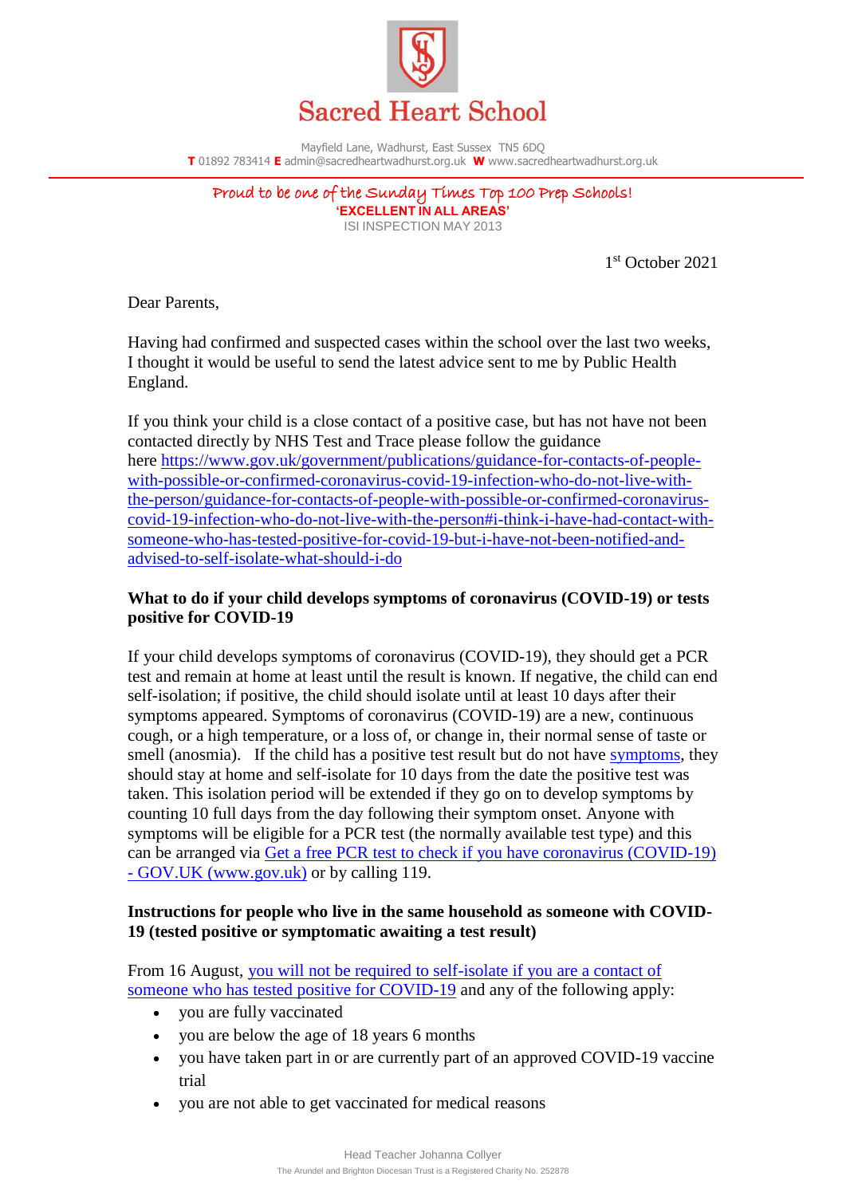# Sacred Heart School

Mayfield Lane, Wadhurst, East Sussex TN5 6DQ
**T** 01892 783414 **E** admin@sacredheartwadhurst.org.uk **W** www.sacredheartwadhurst.org.uk

*Proud to be one of the Sunday Times Top 100 Prep Schools!*
**'EXCELLENT IN ALL AREAS'**
ISI INSPECTION MAY 2013

1st October 2021

Dear Parents,

Having had confirmed and suspected cases within the school over the last two weeks, I thought it would be useful to send the latest advice sent to me by Public Health England.

If you think your child is a close contact of a positive case, but has not have not been contacted directly by NHS Test and Trace please follow the guidance here [https://www.gov.uk/government/publications/guidance-for-contacts-of-people-with-possible-or-confirmed-coronavirus-covid-19-infection-who-do-not-live-with-the-person/guidance-for-contacts-of-people-with-possible-or-confirmed-coronavirus-covid-19-infection-who-do-not-live-with-the-person#i-think-i-have-had-contact-with-someone-who-has-tested-positive-for-covid-19-but-i-have-not-been-notified-and-advised-to-self-isolate-what-should-i-do](https://www.gov.uk/government/publications/guidance-for-contacts-of-people-with-possible-or-confirmed-coronavirus-covid-19-infection-who-do-not-live-with-the-person/guidance-for-contacts-of-people-with-possible-or-confirmed-coronavirus-covid-19-infection-who-do-not-live-with-the-person#i-think-i-have-had-contact-with-someone-who-has-tested-positive-for-covid-19-but-i-have-not-been-notified-and-advised-to-self-isolate-what-should-i-do)

**What to do if your child develops symptoms of coronavirus (COVID-19) or tests positive for COVID-19**

If your child develops symptoms of coronavirus (COVID-19), they should get a PCR test and remain at home at least until the result is known. If negative, the child can end self-isolation; if positive, the child should isolate until at least 10 days after their symptoms appeared. Symptoms of coronavirus (COVID-19) are a new, continuous cough, or a high temperature, or a loss of, or change in, their normal sense of taste or smell (anosmia). If the child has a positive test result but do not have [symptoms](), they should stay at home and self-isolate for 10 days from the date the positive test was taken. This isolation period will be extended if they go on to develop symptoms by counting 10 full days from the day following their symptom onset. Anyone with symptoms will be eligible for a PCR test (the normally available test type) and this can be arranged via [Get a free PCR test to check if you have coronavirus (COVID-19) - GOV.UK (www.gov.uk)]() or by calling 119.

**Instructions for people who live in the same household as someone with COVID-19 (tested positive or symptomatic awaiting a test result)**

From 16 August, [you will not be required to self-isolate if you are a contact of someone who has tested positive for COVID-19]() and any of the following apply:

- you are fully vaccinated
- you are below the age of 18 years 6 months
- you have taken part in or are currently part of an approved COVID-19 vaccine trial
- you are not able to get vaccinated for medical reasons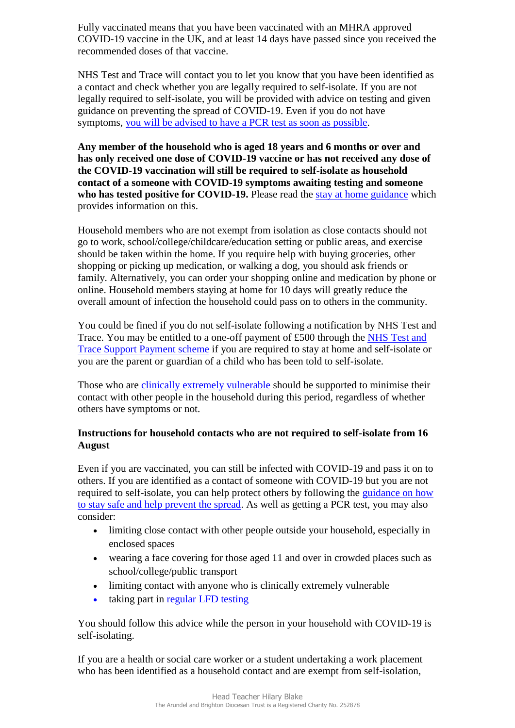Fully vaccinated means that you have been vaccinated with an MHRA approved COVID-19 vaccine in the UK, and at least 14 days have passed since you received the recommended doses of that vaccine.

NHS Test and Trace will contact you to let you know that you have been identified as a contact and check whether you are legally required to self-isolate. If you are not legally required to self-isolate, you will be provided with advice on testing and given guidance on preventing the spread of COVID-19. Even if you do not have symptoms, you will be advised to have a PCR test as soon as possible.

**Any member of the household who is aged 18 years and 6 months or over and has only received one dose of COVID-19 vaccine or has not received any dose of the COVID-19 vaccination will still be required to self-isolate as household contact of a someone with COVID-19 symptoms awaiting testing and someone who has tested positive for COVID-19.** Please read the stay at home guidance which provides information on this.

Household members who are not exempt from isolation as close contacts should not go to work, school/college/childcare/education setting or public areas, and exercise should be taken within the home. If you require help with buying groceries, other shopping or picking up medication, or walking a dog, you should ask friends or family. Alternatively, you can order your shopping online and medication by phone or online. Household members staying at home for 10 days will greatly reduce the overall amount of infection the household could pass on to others in the community.

You could be fined if you do not self-isolate following a notification by NHS Test and Trace. You may be entitled to a one-off payment of £500 through the NHS Test and Trace Support Payment scheme if you are required to stay at home and self-isolate or you are the parent or guardian of a child who has been told to self-isolate.

Those who are clinically extremely vulnerable should be supported to minimise their contact with other people in the household during this period, regardless of whether others have symptoms or not.

**Instructions for household contacts who are not required to self-isolate from 16 August**

Even if you are vaccinated, you can still be infected with COVID-19 and pass it on to others. If you are identified as a contact of someone with COVID-19 but you are not required to self-isolate, you can help protect others by following the guidance on how to stay safe and help prevent the spread. As well as getting a PCR test, you may also consider:

- limiting close contact with other people outside your household, especially in enclosed spaces
- wearing a face covering for those aged 11 and over in crowded places such as school/college/public transport
- limiting contact with anyone who is clinically extremely vulnerable
- taking part in regular LFD testing

You should follow this advice while the person in your household with COVID-19 is self-isolating.

If you are a health or social care worker or a student undertaking a work placement who has been identified as a household contact and are exempt from self-isolation,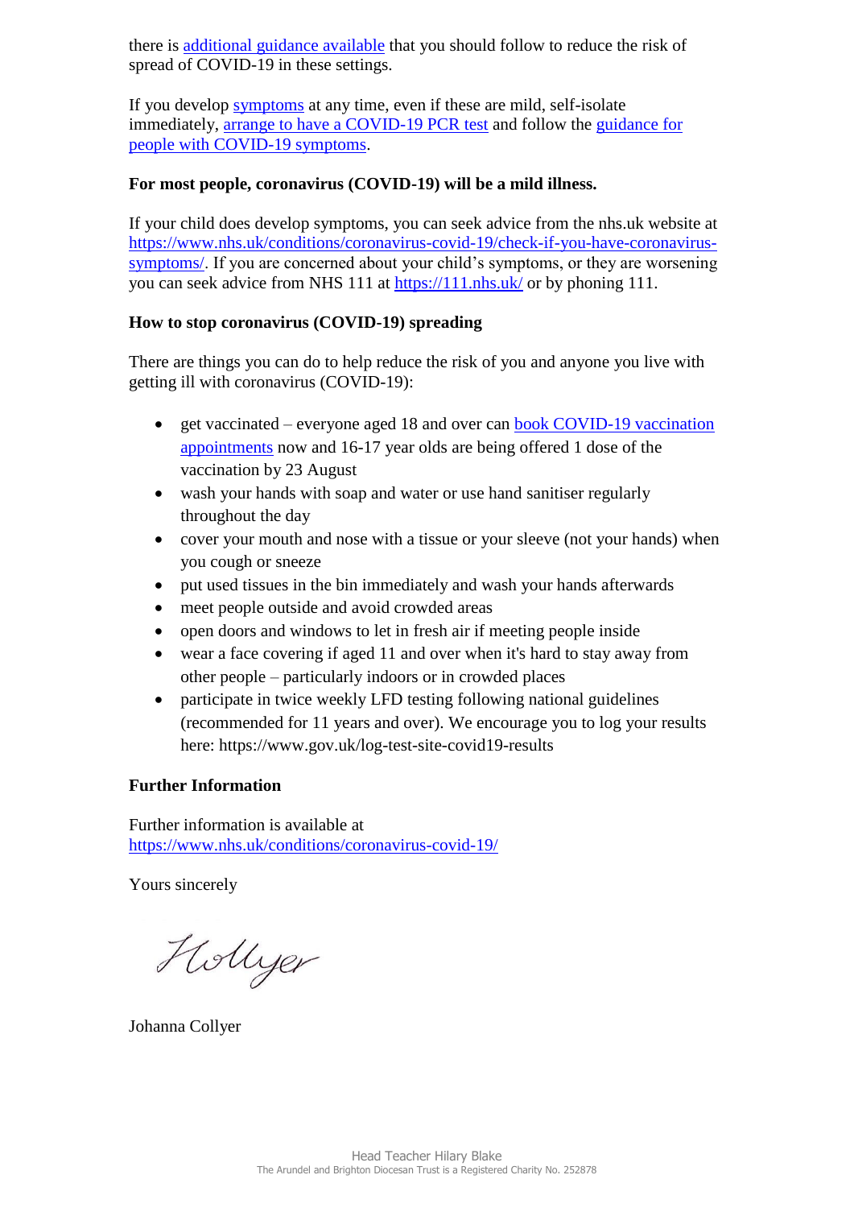there is additional guidance available that you should follow to reduce the risk of spread of COVID-19 in these settings.

If you develop symptoms at any time, even if these are mild, self-isolate immediately, arrange to have a COVID-19 PCR test and follow the guidance for people with COVID-19 symptoms.

**For most people, coronavirus (COVID-19) will be a mild illness.**

If your child does develop symptoms, you can seek advice from the nhs.uk website at https://www.nhs.uk/conditions/coronavirus-covid-19/check-if-you-have-coronavirus-symptoms/. If you are concerned about your child's symptoms, or they are worsening you can seek advice from NHS 111 at https://111.nhs.uk/ or by phoning 111.

**How to stop coronavirus (COVID-19) spreading**

There are things you can do to help reduce the risk of you and anyone you live with getting ill with coronavirus (COVID-19):

- get vaccinated – everyone aged 18 and over can book COVID-19 vaccination appointments now and 16-17 year olds are being offered 1 dose of the vaccination by 23 August
- wash your hands with soap and water or use hand sanitiser regularly throughout the day
- cover your mouth and nose with a tissue or your sleeve (not your hands) when you cough or sneeze
- put used tissues in the bin immediately and wash your hands afterwards
- meet people outside and avoid crowded areas
- open doors and windows to let in fresh air if meeting people inside
- wear a face covering if aged 11 and over when it's hard to stay away from other people – particularly indoors or in crowded places
- participate in twice weekly LFD testing following national guidelines (recommended for 11 years and over). We encourage you to log your results here: https://www.gov.uk/log-test-site-covid19-results

**Further Information**

Further information is available at https://www.nhs.uk/conditions/coronavirus-covid-19/

Yours sincerely

Johanna Collyer

Head Teacher Hilary Blake

The Arundel and Brighton Diocesan Trust is a Registered Charity No. 252878